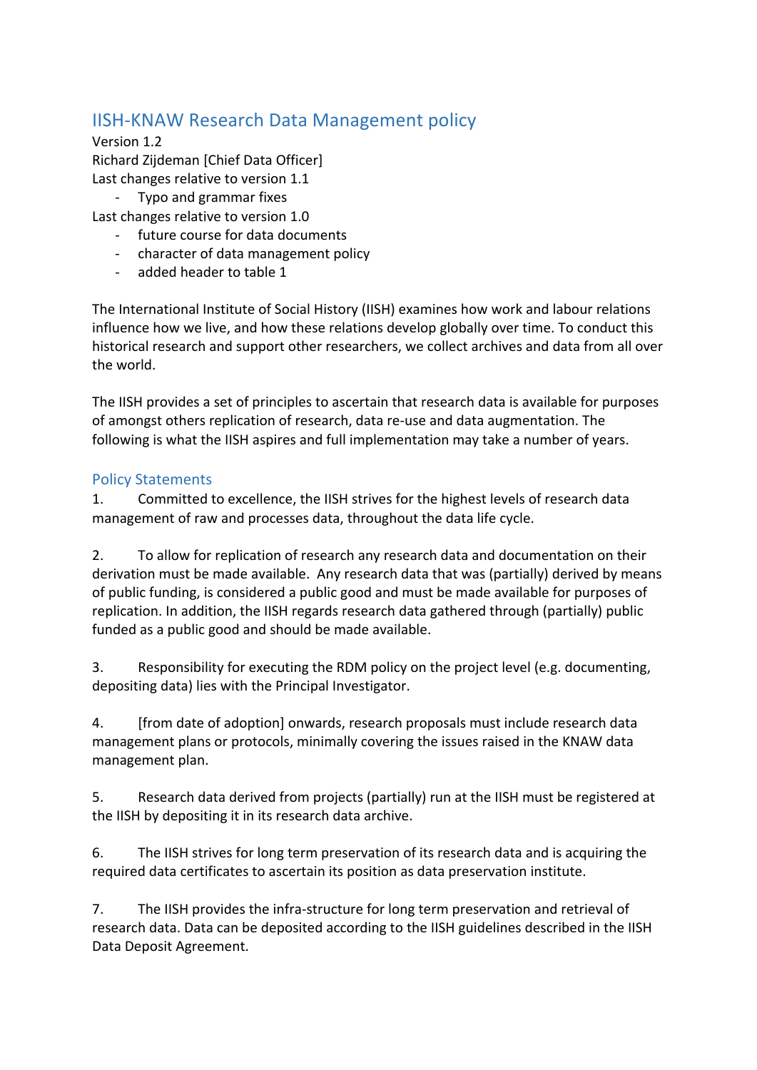# IISH-KNAW Research Data Management policy

Version 1.2

Richard Zijdeman [Chief Data Officer]

Last changes relative to version 1.1

- Typo and grammar fixes

Last changes relative to version 1.0

- future course for data documents
- character of data management policy
- added header to table 1

The International Institute of Social History (IISH) examines how work and labour relations influence how we live, and how these relations develop globally over time. To conduct this historical research and support other researchers, we collect archives and data from all over the world.

The IISH provides a set of principles to ascertain that research data is available for purposes of amongst others replication of research, data re-use and data augmentation. The following is what the IISH aspires and full implementation may take a number of years.

## Policy Statements

1. Committed to excellence, the IISH strives for the highest levels of research data management of raw and processes data, throughout the data life cycle.

2. To allow for replication of research any research data and documentation on their derivation must be made available. Any research data that was (partially) derived by means of public funding, is considered a public good and must be made available for purposes of replication. In addition, the IISH regards research data gathered through (partially) public funded as a public good and should be made available.

3. Responsibility for executing the RDM policy on the project level (e.g. documenting, depositing data) lies with the Principal Investigator.

4. [from date of adoption] onwards, research proposals must include research data management plans or protocols, minimally covering the issues raised in the KNAW data management plan.

5. Research data derived from projects (partially) run at the IISH must be registered at the IISH by depositing it in its research data archive.

6. The IISH strives for long term preservation of its research data and is acquiring the required data certificates to ascertain its position as data preservation institute.

7. The IISH provides the infra-structure for long term preservation and retrieval of research data. Data can be deposited according to the IISH guidelines described in the IISH Data Deposit Agreement.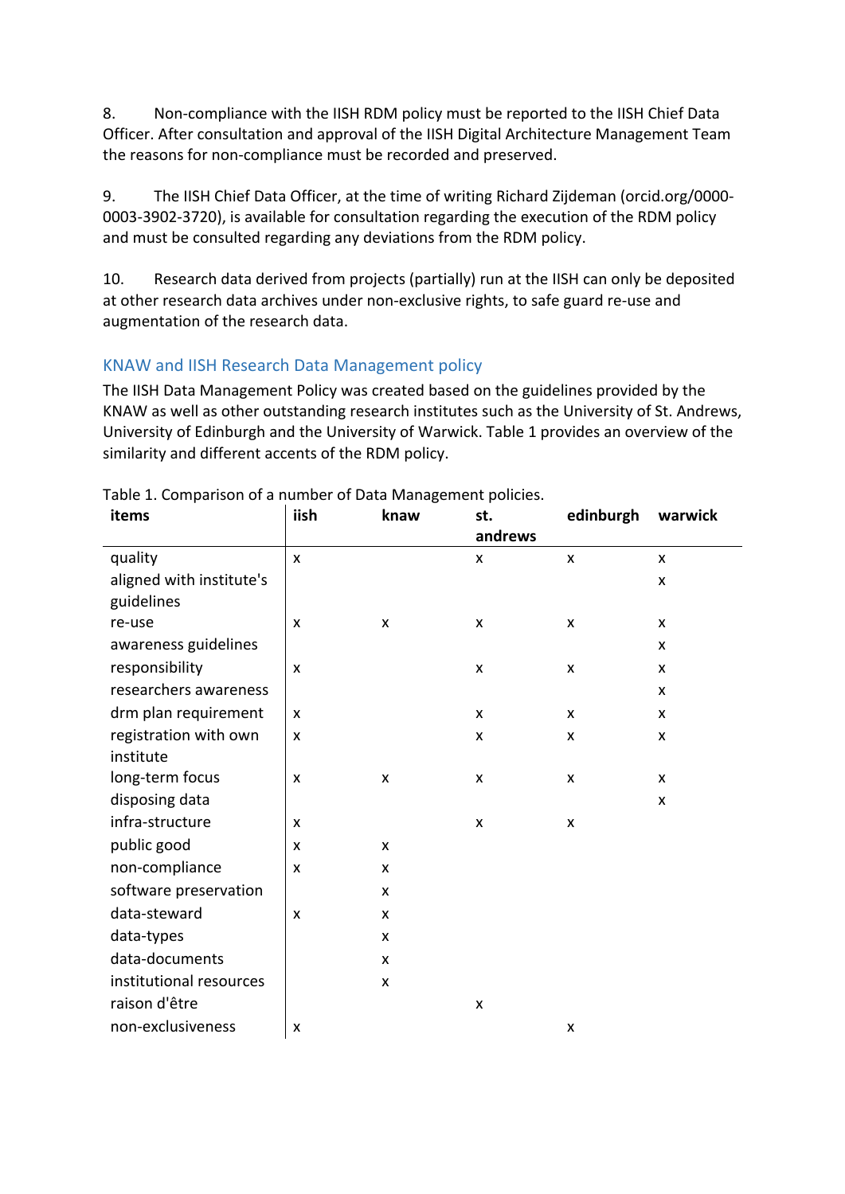8. Non-compliance with the IISH RDM policy must be reported to the IISH Chief Data Officer. After consultation and approval of the IISH Digital Architecture Management Team the reasons for non-compliance must be recorded and preserved.

9. The IISH Chief Data Officer, at the time of writing Richard Zijdeman (orcid.org/0000-0003-3902-3720), is available for consultation regarding the execution of the RDM policy and must be consulted regarding any deviations from the RDM policy.

10. Research data derived from projects (partially) run at the IISH can only be deposited at other research data archives under non-exclusive rights, to safe guard re-use and augmentation of the research data.

## KNAW and IISH Research Data Management policy

The IISH Data Management Policy was created based on the guidelines provided by the KNAW as well as other outstanding research institutes such as the University of St. Andrews, University of Edinburgh and the University of Warwick. Table 1 provides an overview of the similarity and different accents of the RDM policy.

Table 1. Comparison of a number of Data Management policies.

| items | iish | knaw | st. andrews | edinburgh | warwick |
|---|---|---|---|---|---|
| quality | x | | x | x | x |
| aligned with institute's guidelines | | | | | x |
| re-use | x | x | x | x | x |
| awareness guidelines | | | | | x |
| responsibility | x | | x | x | x |
| researchers awareness | | | | | x |
| drm plan requirement | x | | x | x | x |
| registration with own institute | x | | x | x | x |
| long-term focus | x | x | x | x | x |
| disposing data | | | | | x |
| infra-structure | x | | x | x | |
| public good | x | x | | | |
| non-compliance | x | x | | | |
| software preservation | | x | | | |
| data-steward | x | x | | | |
| data-types | | x | | | |
| data-documents | | x | | | |
| institutional resources | | x | | | |
| raison d'être | | | x | | |
| non-exclusiveness | x | | | x | |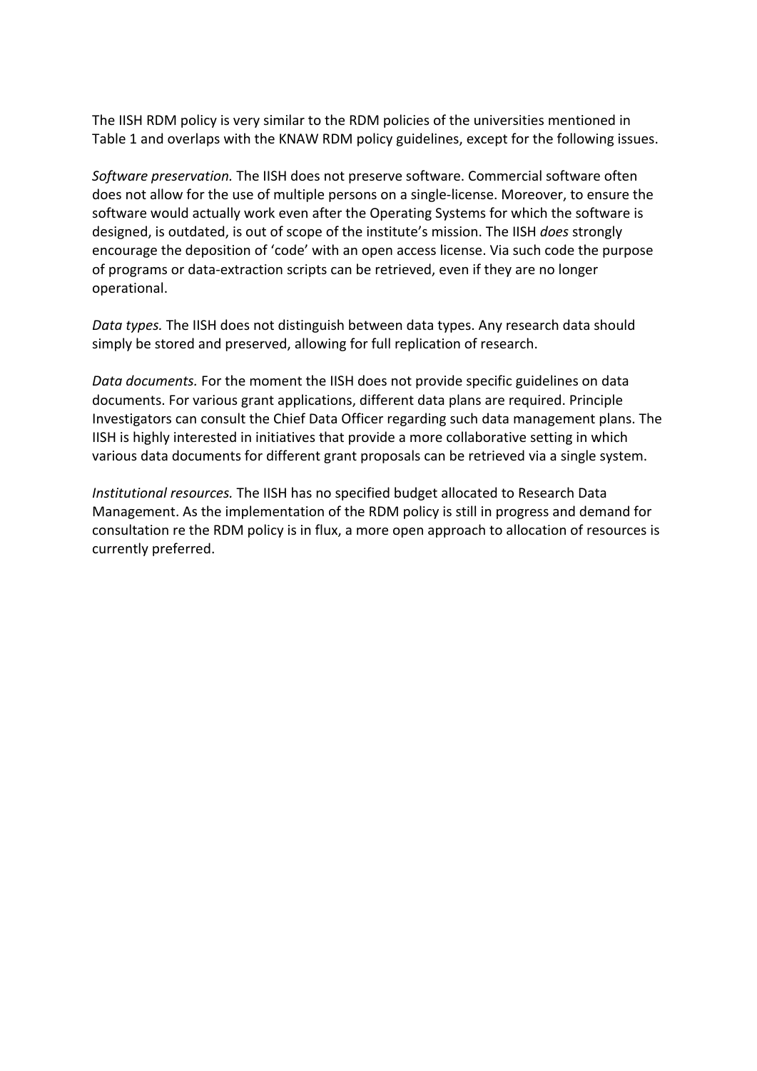The IISH RDM policy is very similar to the RDM policies of the universities mentioned in Table 1 and overlaps with the KNAW RDM policy guidelines, except for the following issues.

*Software preservation.* The IISH does not preserve software. Commercial software often does not allow for the use of multiple persons on a single-license. Moreover, to ensure the software would actually work even after the Operating Systems for which the software is designed, is outdated, is out of scope of the institute's mission. The IISH *does* strongly encourage the deposition of 'code' with an open access license. Via such code the purpose of programs or data-extraction scripts can be retrieved, even if they are no longer operational.

*Data types.* The IISH does not distinguish between data types. Any research data should simply be stored and preserved, allowing for full replication of research.

*Data documents.* For the moment the IISH does not provide specific guidelines on data documents. For various grant applications, different data plans are required. Principle Investigators can consult the Chief Data Officer regarding such data management plans. The IISH is highly interested in initiatives that provide a more collaborative setting in which various data documents for different grant proposals can be retrieved via a single system.

*Institutional resources.* The IISH has no specified budget allocated to Research Data Management. As the implementation of the RDM policy is still in progress and demand for consultation re the RDM policy is in flux, a more open approach to allocation of resources is currently preferred.